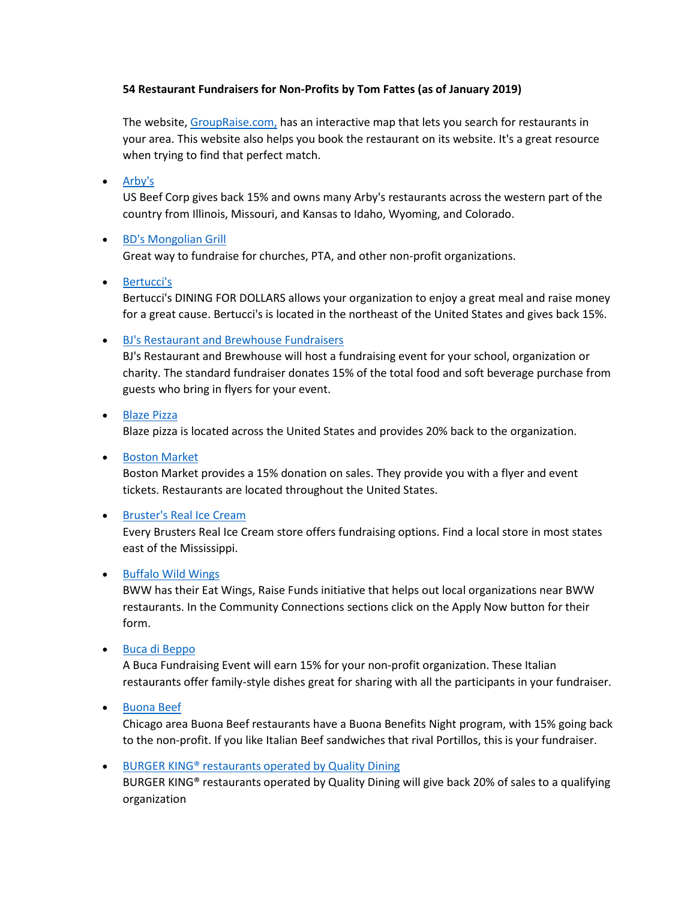**54 Restaurant Fundraisers for Non-Profits by Tom Fattes (as of January 2019)**

The website, [GroupRaise.com,](GroupRaise.com) has an interactive map that lets you search for restaurants in your area. This website also helps you book the restaurant on its website. It's a great resource when trying to find that perfect match.

- Arby's
  US Beef Corp gives back 15% and owns many Arby's restaurants across the western part of the country from Illinois, Missouri, and Kansas to Idaho, Wyoming, and Colorado.

- BD's Mongolian Grill
  Great way to fundraise for churches, PTA, and other non-profit organizations.

- Bertucci's
  Bertucci's DINING FOR DOLLARS allows your organization to enjoy a great meal and raise money for a great cause. Bertucci's is located in the northeast of the United States and gives back 15%.

- BJ's Restaurant and Brewhouse Fundraisers
  BJ's Restaurant and Brewhouse will host a fundraising event for your school, organization or charity. The standard fundraiser donates 15% of the total food and soft beverage purchase from guests who bring in flyers for your event.

- Blaze Pizza
  Blaze pizza is located across the United States and provides 20% back to the organization.

- Boston Market
  Boston Market provides a 15% donation on sales. They provide you with a flyer and event tickets. Restaurants are located throughout the United States.

- Bruster's Real Ice Cream
  Every Brusters Real Ice Cream store offers fundraising options. Find a local store in most states east of the Mississippi.

- Buffalo Wild Wings
  BWW has their Eat Wings, Raise Funds initiative that helps out local organizations near BWW restaurants. In the Community Connections sections click on the Apply Now button for their form.

- Buca di Beppo
  A Buca Fundraising Event will earn 15% for your non-profit organization. These Italian restaurants offer family-style dishes great for sharing with all the participants in your fundraiser.

- Buona Beef
  Chicago area Buona Beef restaurants have a Buona Benefits Night program, with 15% going back to the non-profit. If you like Italian Beef sandwiches that rival Portillos, this is your fundraiser.

- BURGER KING® restaurants operated by Quality Dining
  BURGER KING® restaurants operated by Quality Dining will give back 20% of sales to a qualifying organization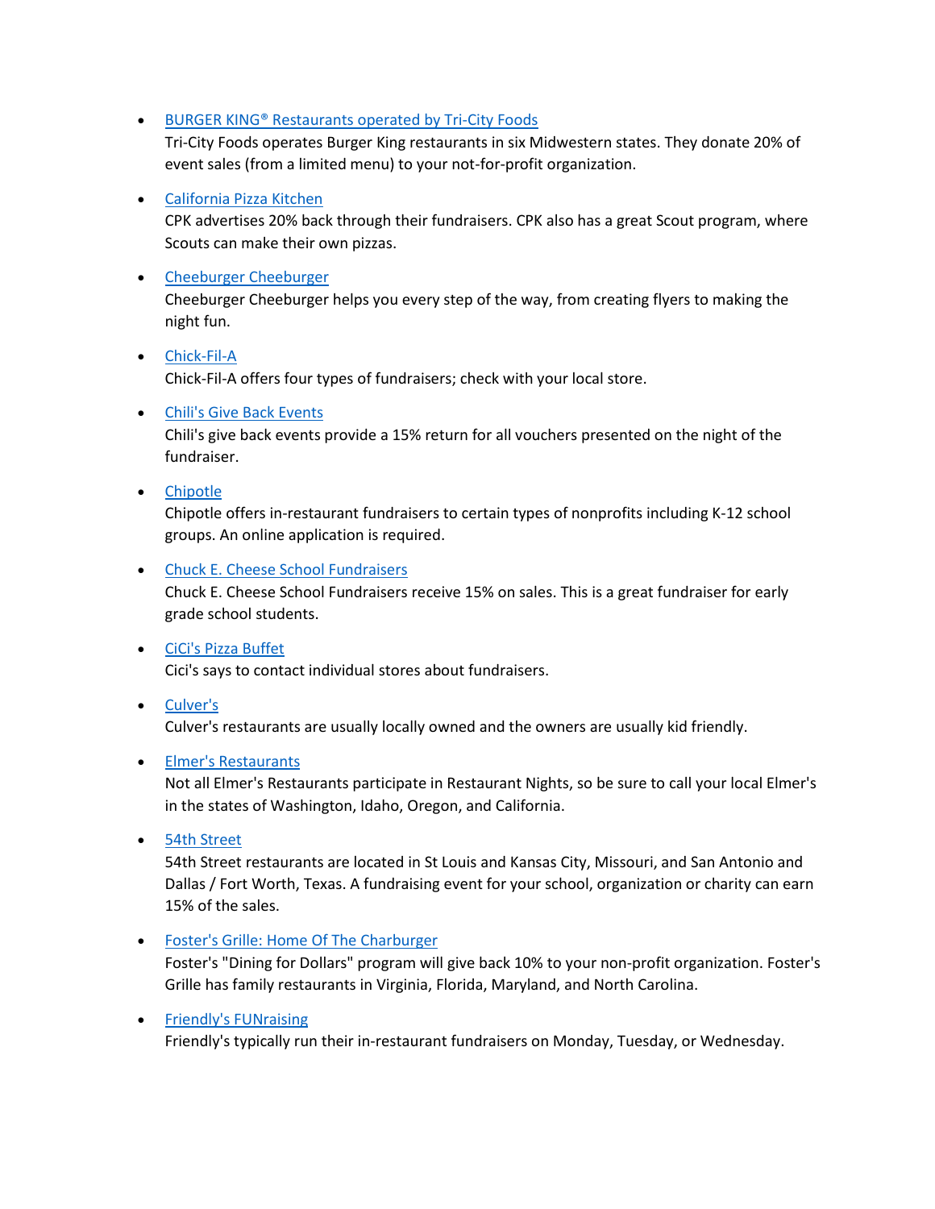- BURGER KING® Restaurants operated by Tri-City Foods
  Tri-City Foods operates Burger King restaurants in six Midwestern states. They donate 20% of event sales (from a limited menu) to your not-for-profit organization.

- California Pizza Kitchen
  CPK advertises 20% back through their fundraisers. CPK also has a great Scout program, where Scouts can make their own pizzas.

- Cheeburger Cheeburger
  Cheeburger Cheeburger helps you every step of the way, from creating flyers to making the night fun.

- Chick-Fil-A
  Chick-Fil-A offers four types of fundraisers; check with your local store.

- Chili's Give Back Events
  Chili's give back events provide a 15% return for all vouchers presented on the night of the fundraiser.

- Chipotle
  Chipotle offers in-restaurant fundraisers to certain types of nonprofits including K-12 school groups. An online application is required.

- Chuck E. Cheese School Fundraisers
  Chuck E. Cheese School Fundraisers receive 15% on sales. This is a great fundraiser for early grade school students.

- CiCi's Pizza Buffet
  Cici's says to contact individual stores about fundraisers.

- Culver's
  Culver's restaurants are usually locally owned and the owners are usually kid friendly.

- Elmer's Restaurants
  Not all Elmer's Restaurants participate in Restaurant Nights, so be sure to call your local Elmer's in the states of Washington, Idaho, Oregon, and California.

- 54th Street
  54th Street restaurants are located in St Louis and Kansas City, Missouri, and San Antonio and Dallas / Fort Worth, Texas. A fundraising event for your school, organization or charity can earn 15% of the sales.

- Foster's Grille: Home Of The Charburger
  Foster's "Dining for Dollars" program will give back 10% to your non-profit organization. Foster's Grille has family restaurants in Virginia, Florida, Maryland, and North Carolina.

- Friendly's FUNraising
  Friendly's typically run their in-restaurant fundraisers on Monday, Tuesday, or Wednesday.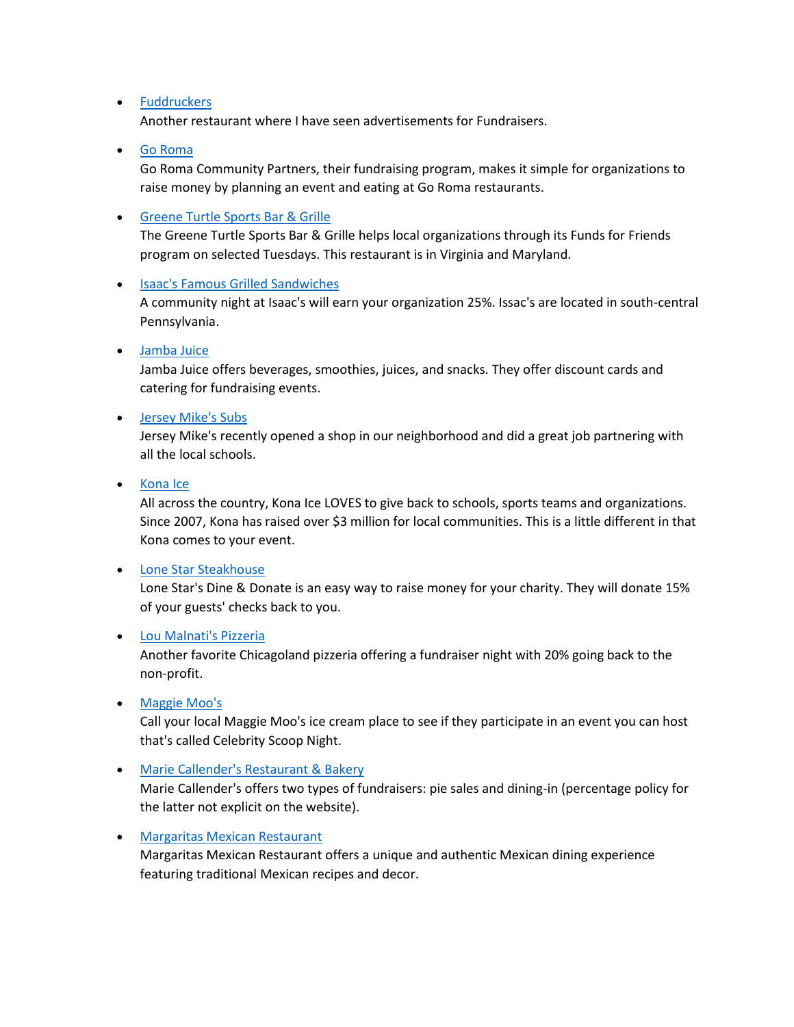- Fuddruckers
  Another restaurant where I have seen advertisements for Fundraisers.

- Go Roma
  Go Roma Community Partners, their fundraising program, makes it simple for organizations to raise money by planning an event and eating at Go Roma restaurants.

- Greene Turtle Sports Bar & Grille
  The Greene Turtle Sports Bar & Grille helps local organizations through its Funds for Friends program on selected Tuesdays. This restaurant is in Virginia and Maryland.

- Isaac's Famous Grilled Sandwiches
  A community night at Isaac's will earn your organization 25%. Issac's are located in south-central Pennsylvania.

- Jamba Juice
  Jamba Juice offers beverages, smoothies, juices, and snacks. They offer discount cards and catering for fundraising events.

- Jersey Mike's Subs
  Jersey Mike's recently opened a shop in our neighborhood and did a great job partnering with all the local schools.

- Kona Ice
  All across the country, Kona Ice LOVES to give back to schools, sports teams and organizations. Since 2007, Kona has raised over $3 million for local communities. This is a little different in that Kona comes to your event.

- Lone Star Steakhouse
  Lone Star's Dine & Donate is an easy way to raise money for your charity. They will donate 15% of your guests' checks back to you.

- Lou Malnati's Pizzeria
  Another favorite Chicagoland pizzeria offering a fundraiser night with 20% going back to the non-profit.

- Maggie Moo's
  Call your local Maggie Moo's ice cream place to see if they participate in an event you can host that's called Celebrity Scoop Night.

- Marie Callender's Restaurant & Bakery
  Marie Callender's offers two types of fundraisers: pie sales and dining-in (percentage policy for the latter not explicit on the website).

- Margaritas Mexican Restaurant
  Margaritas Mexican Restaurant offers a unique and authentic Mexican dining experience featuring traditional Mexican recipes and decor.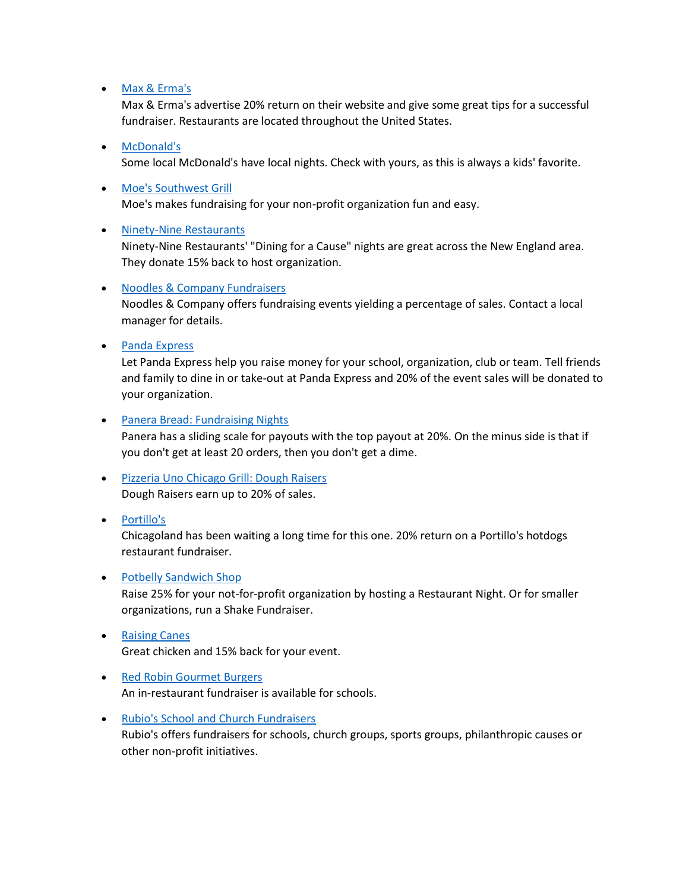- Max & Erma's
  Max & Erma's advertise 20% return on their website and give some great tips for a successful fundraiser. Restaurants are located throughout the United States.

- McDonald's
  Some local McDonald's have local nights. Check with yours, as this is always a kids' favorite.

- Moe's Southwest Grill
  Moe's makes fundraising for your non-profit organization fun and easy.

- Ninety-Nine Restaurants
  Ninety-Nine Restaurants' "Dining for a Cause" nights are great across the New England area. They donate 15% back to host organization.

- Noodles & Company Fundraisers
  Noodles & Company offers fundraising events yielding a percentage of sales. Contact a local manager for details.

- Panda Express
  Let Panda Express help you raise money for your school, organization, club or team. Tell friends and family to dine in or take-out at Panda Express and 20% of the event sales will be donated to your organization.

- Panera Bread: Fundraising Nights
  Panera has a sliding scale for payouts with the top payout at 20%. On the minus side is that if you don't get at least 20 orders, then you don't get a dime.

- Pizzeria Uno Chicago Grill: Dough Raisers
  Dough Raisers earn up to 20% of sales.

- Portillo's
  Chicagoland has been waiting a long time for this one. 20% return on a Portillo's hotdogs restaurant fundraiser.

- Potbelly Sandwich Shop
  Raise 25% for your not-for-profit organization by hosting a Restaurant Night. Or for smaller organizations, run a Shake Fundraiser.

- Raising Canes
  Great chicken and 15% back for your event.

- Red Robin Gourmet Burgers
  An in-restaurant fundraiser is available for schools.

- Rubio's School and Church Fundraisers
  Rubio's offers fundraisers for schools, church groups, sports groups, philanthropic causes or other non-profit initiatives.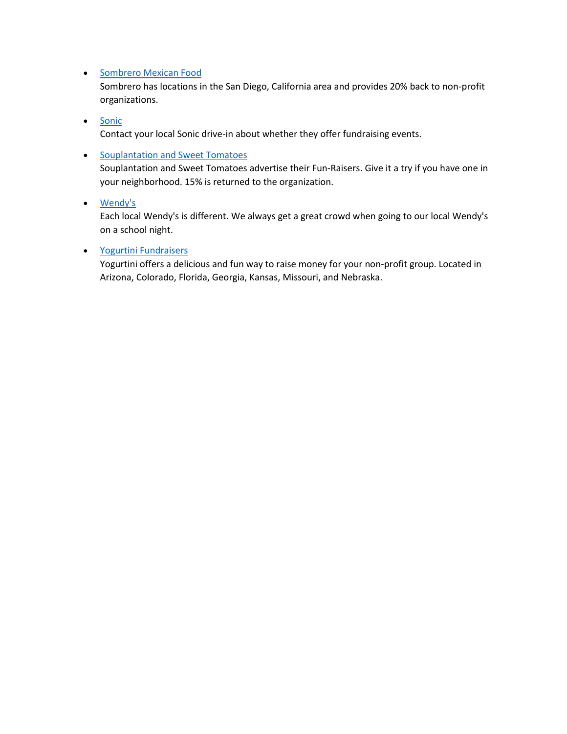- Sombrero Mexican Food
  Sombrero has locations in the San Diego, California area and provides 20% back to non-profit organizations.

- Sonic
  Contact your local Sonic drive-in about whether they offer fundraising events.

- Souplantation and Sweet Tomatoes
  Souplantation and Sweet Tomatoes advertise their Fun-Raisers. Give it a try if you have one in your neighborhood. 15% is returned to the organization.

- Wendy's
  Each local Wendy's is different. We always get a great crowd when going to our local Wendy's on a school night.

- Yogurtini Fundraisers
  Yogurtini offers a delicious and fun way to raise money for your non-profit group. Located in Arizona, Colorado, Florida, Georgia, Kansas, Missouri, and Nebraska.